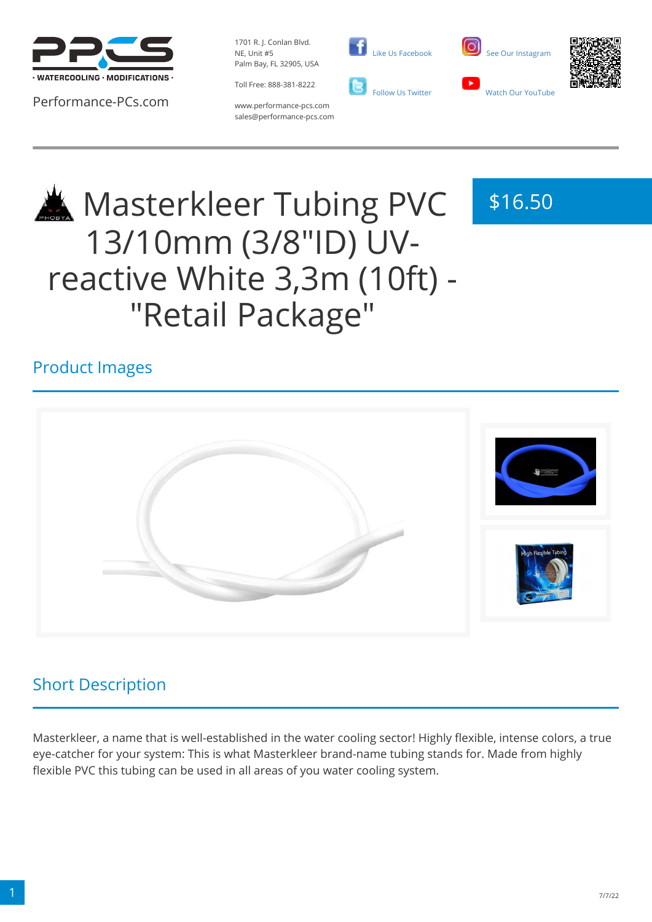Performance-PCs.com

1701 R. J. Conlan Blvd.
NE, Unit #5
Palm Bay, FL 32905, USA

Toll Free: 888-381-8222

www.performance-pcs.com
sales@performance-pcs.com

Like Us Facebook

Follow Us Twitter

See Our Instagram

Watch Our YouTube

# Masterkleer Tubing PVC 13/10mm (3/8"ID) UV-reactive White 3,3m (10ft) - "Retail Package"

$16.50

## Product Images

## Short Description

Masterkleer, a name that is well-established in the water cooling sector! Highly flexible, intense colors, a true eye-catcher for your system: This is what Masterkleer brand-name tubing stands for. Made from highly flexible PVC this tubing can be used in all areas of you water cooling system.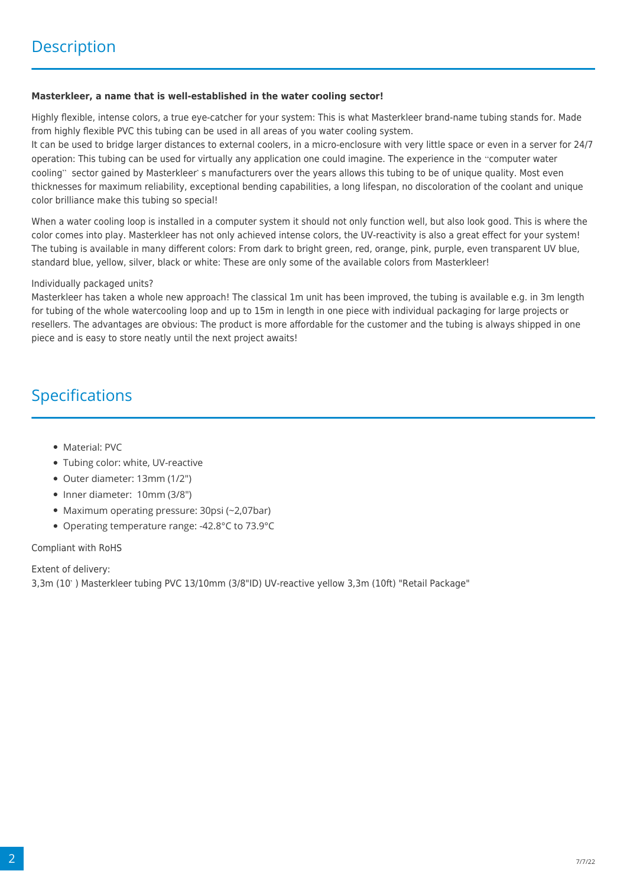## Description

**Masterkleer, a name that is well-established in the water cooling sector!**

Highly flexible, intense colors, a true eye-catcher for your system: This is what Masterkleer brand-name tubing stands for. Made from highly flexible PVC this tubing can be used in all areas of you water cooling system.
It can be used to bridge larger distances to external coolers, in a micro-enclosure with very little space or even in a server for 24/7 operation: This tubing can be used for virtually any application one could imagine. The experience in the "computer water cooling" sector gained by Masterkleer`s manufacturers over the years allows this tubing to be of unique quality. Most even thicknesses for maximum reliability, exceptional bending capabilities, a long lifespan, no discoloration of the coolant and unique color brilliance make this tubing so special!

When a water cooling loop is installed in a computer system it should not only function well, but also look good. This is where the color comes into play. Masterkleer has not only achieved intense colors, the UV-reactivity is also a great effect for your system! The tubing is available in many different colors: From dark to bright green, red, orange, pink, purple, even transparent UV blue, standard blue, yellow, silver, black or white: These are only some of the available colors from Masterkleer!

Individually packaged units?
Masterkleer has taken a whole new approach! The classical 1m unit has been improved, the tubing is available e.g. in 3m length for tubing of the whole watercooling loop and up to 15m in length in one piece with individual packaging for large projects or resellers. The advantages are obvious: The product is more affordable for the customer and the tubing is always shipped in one piece and is easy to store neatly until the next project awaits!

## Specifications

- Material: PVC
- Tubing color: white, UV-reactive
- Outer diameter: 13mm (1/2")
- Inner diameter: 10mm (3/8")
- Maximum operating pressure: 30psi (~2,07bar)
- Operating temperature range: -42.8°C to 73.9°C

Compliant with RoHS

Extent of delivery:
3,3m (10` ) Masterkleer tubing PVC 13/10mm (3/8"ID) UV-reactive yellow 3,3m (10ft) "Retail Package"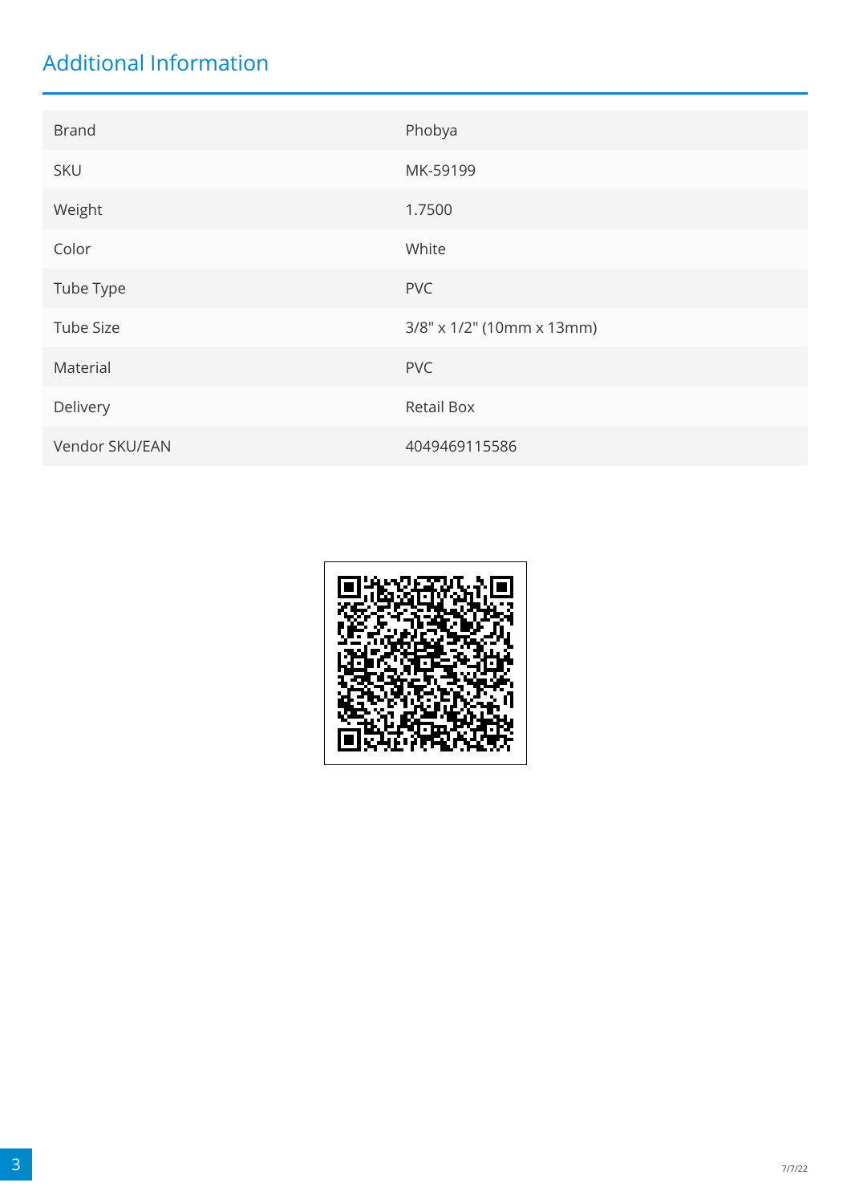## Additional Information

| | |
|---|---|
| Brand | Phobya |
| SKU | MK-59199 |
| Weight | 1.7500 |
| Color | White |
| Tube Type | PVC |
| Tube Size | 3/8" x 1/2" (10mm x 13mm) |
| Material | PVC |
| Delivery | Retail Box |
| Vendor SKU/EAN | 4049469115586 |